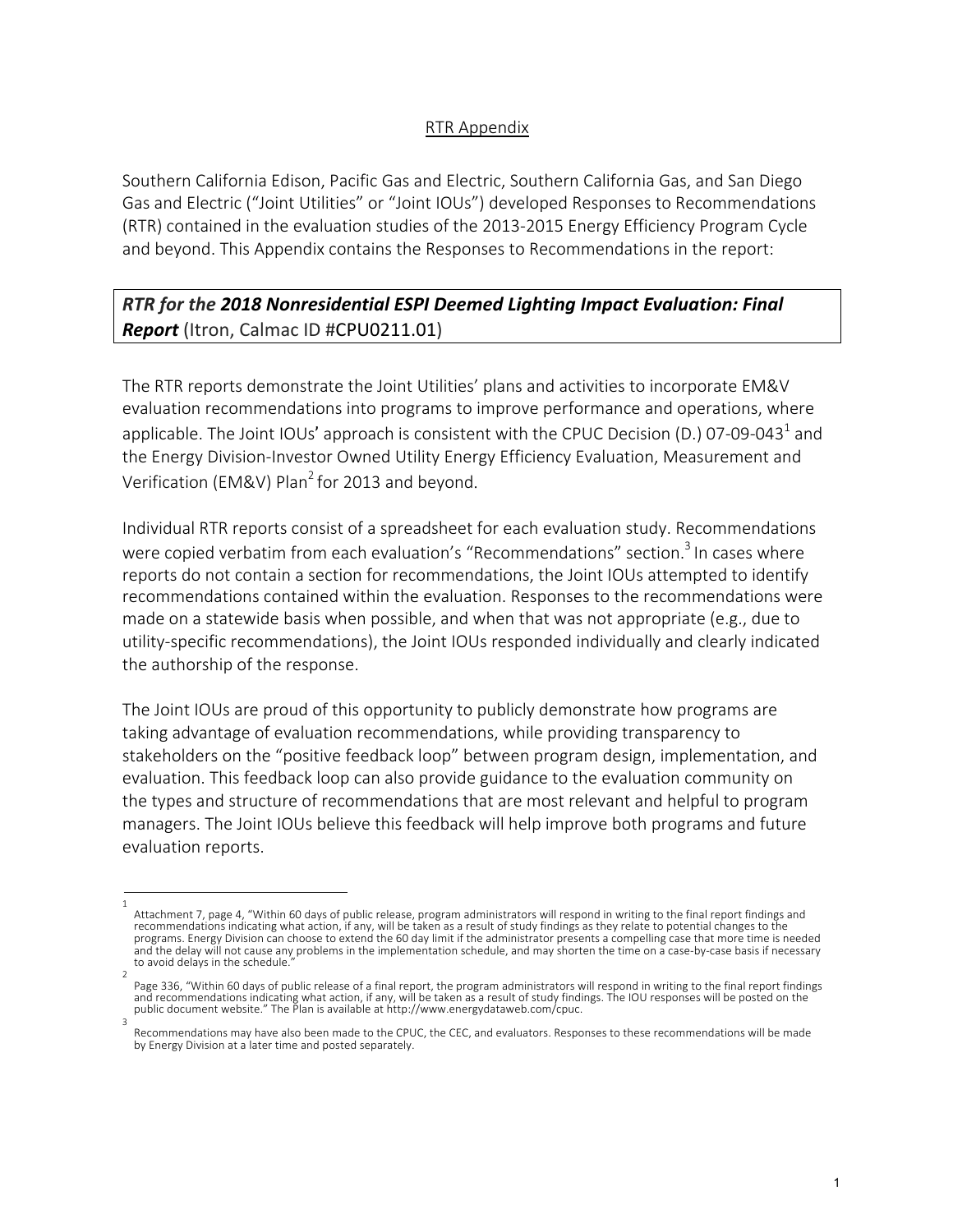## RTR Appendix

Southern California Edison, Pacific Gas and Electric, Southern California Gas, and San Diego Gas and Electric ("Joint Utilities" or "Joint IOUs") developed Responses to Recommendations (RTR) contained in the evaluation studies of the 2013-2015 Energy Efficiency Program Cycle and beyond. This Appendix contains the Responses to Recommendations in the report:

***RTR for the 2018 Nonresidential ESPI Deemed Lighting Impact Evaluation: Final Report*** (Itron, Calmac ID #CPU0211.01)

The RTR reports demonstrate the Joint Utilities' plans and activities to incorporate EM&V evaluation recommendations into programs to improve performance and operations, where applicable. The Joint IOUs' approach is consistent with the CPUC Decision (D.) 07-09-043[1] and the Energy Division-Investor Owned Utility Energy Efficiency Evaluation, Measurement and Verification (EM&V) Plan[2] for 2013 and beyond.

Individual RTR reports consist of a spreadsheet for each evaluation study. Recommendations were copied verbatim from each evaluation's "Recommendations" section.[3] In cases where reports do not contain a section for recommendations, the Joint IOUs attempted to identify recommendations contained within the evaluation. Responses to the recommendations were made on a statewide basis when possible, and when that was not appropriate (e.g., due to utility-specific recommendations), the Joint IOUs responded individually and clearly indicated the authorship of the response.

The Joint IOUs are proud of this opportunity to publicly demonstrate how programs are taking advantage of evaluation recommendations, while providing transparency to stakeholders on the "positive feedback loop" between program design, implementation, and evaluation. This feedback loop can also provide guidance to the evaluation community on the types and structure of recommendations that are most relevant and helpful to program managers. The Joint IOUs believe this feedback will help improve both programs and future evaluation reports.

---

[1] Attachment 7, page 4, "Within 60 days of public release, program administrators will respond in writing to the final report findings and recommendations indicating what action, if any, will be taken as a result of study findings as they relate to potential changes to the programs. Energy Division can choose to extend the 60 day limit if the administrator presents a compelling case that more time is needed and the delay will not cause any problems in the implementation schedule, and may shorten the time on a case-by-case basis if necessary to avoid delays in the schedule."

[2] Page 336, "Within 60 days of public release of a final report, the program administrators will respond in writing to the final report findings and recommendations indicating what action, if any, will be taken as a result of study findings. The IOU responses will be posted on the public document website." The Plan is available at http://www.energydataweb.com/cpuc.

[3] Recommendations may have also been made to the CPUC, the CEC, and evaluators. Responses to these recommendations will be made by Energy Division at a later time and posted separately.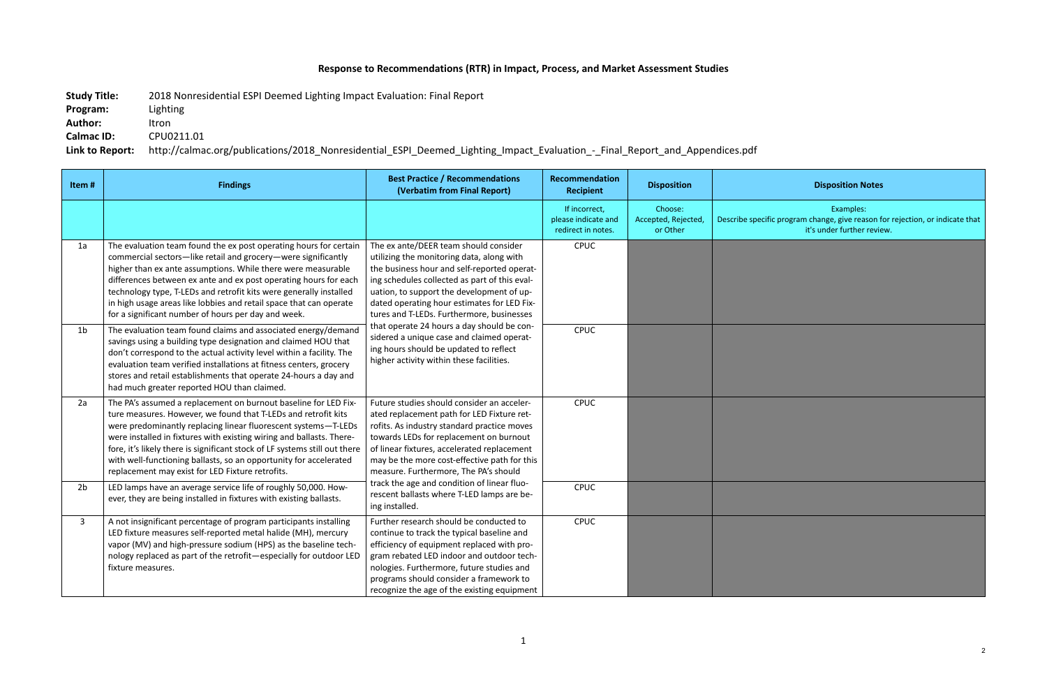## Response to Recommendations (RTR) in Impact, Process, and Market Assessment Studies

**Study Title:** 2018 Nonresidential ESPI Deemed Lighting Impact Evaluation: Final Report
**Program:** Lighting
**Author:** Itron
**Calmac ID:** CPU0211.01
**Link to Report:** http://calmac.org/publications/2018_Nonresidential_ESPI_Deemed_Lighting_Impact_Evaluation_-_Final_Report_and_Appendices.pdf

| Item # | Findings | Best Practice / Recommendations (Verbatim from Final Report) | Recommendation Recipient | Disposition | Disposition Notes |
|---|---|---|---|---|---|
| | | | If incorrect, please indicate and redirect in notes. | Choose: Accepted, Rejected, or Other | Examples: Describe specific program change, give reason for rejection, or indicate that it's under further review. |
| 1a | The evaluation team found the ex post operating hours for certain commercial sectors—like retail and grocery—were significantly higher than ex ante assumptions. While there were measurable differences between ex ante and ex post operating hours for each technology type, T-LEDs and retrofit kits were generally installed in high usage areas like lobbies and retail space that can operate for a significant number of hours per day and week. | The ex ante/DEER team should consider utilizing the monitoring data, along with the business hour and self-reported operating schedules collected as part of this evaluation, to support the development of updated operating hour estimates for LED Fixtures and T-LEDs. Furthermore, businesses that operate 24 hours a day should be considered a unique case and claimed operating hours should be updated to reflect higher activity within these facilities. | CPUC | | |
| 1b | The evaluation team found claims and associated energy/demand savings using a building type designation and claimed HOU that don't correspond to the actual activity level within a facility. The evaluation team verified installations at fitness centers, grocery stores and retail establishments that operate 24-hours a day and had much greater reported HOU than claimed. | | CPUC | | |
| 2a | The PA's assumed a replacement on burnout baseline for LED Fixture measures. However, we found that T-LEDs and retrofit kits were predominantly replacing linear fluorescent systems—T-LEDs were installed in fixtures with existing wiring and ballasts. Therefore, it's likely there is significant stock of LF systems still out there with well-functioning ballasts, so an opportunity for accelerated replacement may exist for LED Fixture retrofits. | Future studies should consider an accelerated replacement path for LED Fixture retrofits. As industry standard practice moves towards LEDs for replacement on burnout of linear fixtures, accelerated replacement may be the more cost-effective path for this measure. Furthermore, The PA's should track the age and condition of linear fluorescent ballasts where T-LED lamps are being installed. | CPUC | | |
| 2b | LED lamps have an average service life of roughly 50,000. However, they are being installed in fixtures with existing ballasts. | | CPUC | | |
| 3 | A not insignificant percentage of program participants installing LED fixture measures self-reported metal halide (MH), mercury vapor (MV) and high-pressure sodium (HPS) as the baseline technology replaced as part of the retrofit—especially for outdoor LED fixture measures. | Further research should be conducted to continue to track the typical baseline and efficiency of equipment replaced with program rebated LED indoor and outdoor technologies. Furthermore, future studies and programs should consider a framework to recognize the age of the existing equipment | CPUC | | |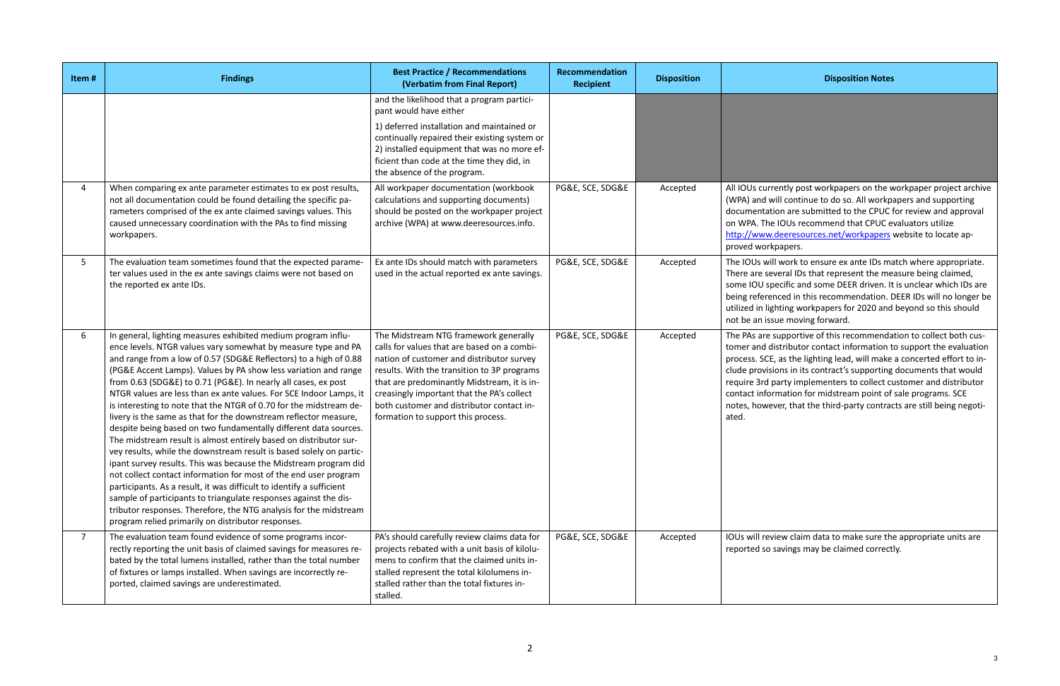| Item # | Findings | Best Practice / Recommendations (Verbatim from Final Report) | Recommendation Recipient | Disposition | Disposition Notes |
|---|---|---|---|---|---|
| | | and the likelihood that a program participant would have either<br>1) deferred installation and maintained or continually repaired their existing system or 2) installed equipment that was no more efficient than code at the time they did, in the absence of the program. | | | |
| 4 | When comparing ex ante parameter estimates to ex post results, not all documentation could be found detailing the specific parameters comprised of the ex ante claimed savings values. This caused unnecessary coordination with the PAs to find missing workpapers. | All workpaper documentation (workbook calculations and supporting documents) should be posted on the workpaper project archive (WPA) at www.deeresources.info. | PG&E, SCE, SDG&E | Accepted | All IOUs currently post workpapers on the workpaper project archive (WPA) and will continue to do so. All workpapers and supporting documentation are submitted to the CPUC for review and approval on WPA. The IOUs recommend that CPUC evaluators utilize http://www.deeresources.net/workpapers website to locate approved workpapers. |
| 5 | The evaluation team sometimes found that the expected parameter values used in the ex ante savings claims were not based on the reported ex ante IDs. | Ex ante IDs should match with parameters used in the actual reported ex ante savings. | PG&E, SCE, SDG&E | Accepted | The IOUs will work to ensure ex ante IDs match where appropriate. There are several IDs that represent the measure being claimed, some IOU specific and some DEER driven. It is unclear which IDs are being referenced in this recommendation. DEER IDs will no longer be utilized in lighting workpapers for 2020 and beyond so this should not be an issue moving forward. |
| 6 | In general, lighting measures exhibited medium program influence levels. NTGR values vary somewhat by measure type and PA and range from a low of 0.57 (SDG&E Reflectors) to a high of 0.88 (PG&E Accent Lamps). Values by PA show less variation and range from 0.63 (SDG&E) to 0.71 (PG&E). In nearly all cases, ex post NTGR values are less than ex ante values. For SCE Indoor Lamps, it is interesting to note that the NTGR of 0.70 for the midstream delivery is the same as that for the downstream reflector measure, despite being based on two fundamentally different data sources. The midstream result is almost entirely based on distributor survey results, while the downstream result is based solely on participant survey results. This was because the Midstream program did not collect contact information for most of the end user program participants. As a result, it was difficult to identify a sufficient sample of participants to triangulate responses against the distributor responses. Therefore, the NTG analysis for the midstream program relied primarily on distributor responses. | The Midstream NTG framework generally calls for values that are based on a combination of customer and distributor survey results. With the transition to 3P programs that are predominantly Midstream, it is increasingly important that the PA's collect both customer and distributor contact information to support this process. | PG&E, SCE, SDG&E | Accepted | The PAs are supportive of this recommendation to collect both customer and distributor contact information to support the evaluation process. SCE, as the lighting lead, will make a concerted effort to include provisions in its contract's supporting documents that would require 3rd party implementers to collect customer and distributor contact information for midstream point of sale programs. SCE notes, however, that the third-party contracts are still being negotiated. |
| 7 | The evaluation team found evidence of some programs incorrectly reporting the unit basis of claimed savings for measures rebated by the total lumens installed, rather than the total number of fixtures or lamps installed. When savings are incorrectly reported, claimed savings are underestimated. | PA's should carefully review claims data for projects rebated with a unit basis of kilolumens to confirm that the claimed units installed represent the total kilolumens installed rather than the total fixtures installed. | PG&E, SCE, SDG&E | Accepted | IOUs will review claim data to make sure the appropriate units are reported so savings may be claimed correctly. |